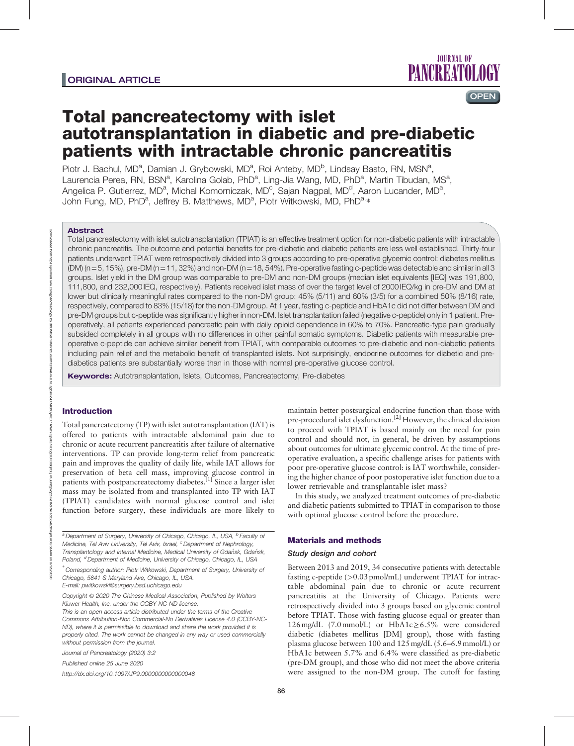ORIGINAL ARTICLE

OPEN

# Total pancreatectomy with islet autotransplantation in diabetic and pre-diabetic patients with intractable chronic pancreatitis

Piotr J. Bachul, MD[a], Damian J. Grybowski, MD[a], Roi Anteby, MD[b], Lindsay Basto, RN, MSN[a], Laurencia Perea, RN, BSN[a], Karolina Golab, PhD[a], Ling-Jia Wang, MD, PhD[a], Martin Tibudan, MS[a], Angelica P. Gutierrez, MD[a], Michal Komorniczak, MD[c], Sajan Nagpal, MD[d], Aaron Lucander, MD[a], John Fung, MD, PhD[a], Jeffrey B. Matthews, MD[a], Piotr Witkowski, MD, PhD[a,*]

## Abstract

Total pancreatectomy with islet autotransplantation (TPIAT) is an effective treatment option for non-diabetic patients with intractable chronic pancreatitis. The outcome and potential benefits for pre-diabetic and diabetic patients are less well established. Thirty-four patients underwent TPIAT were retrospectively divided into 3 groups according to pre-operative glycemic control: diabetes mellitus (DM) (n=5, 15%), pre-DM (n=11, 32%) and non-DM (n=18, 54%). Pre-operative fasting c-peptide was detectable and similar in all 3 groups. Islet yield in the DM group was comparable to pre-DM and non-DM groups (median islet equivalents [IEQ] was 191,800, 111,800, and 232,000 IEQ, respectively). Patients received islet mass of over the target level of 2000 IEQ/kg in pre-DM and DM at lower but clinically meaningful rates compared to the non-DM group: 45% (5/11) and 60% (3/5) for a combined 50% (8/16) rate, respectively, compared to 83% (15/18) for the non-DM group. At 1 year, fasting c-peptide and HbA1c did not differ between DM and pre-DM groups but c-peptide was significantly higher in non-DM. Islet transplantation failed (negative c-peptide) only in 1 patient. Pre-operatively, all patients experienced pancreatic pain with daily opioid dependence in 60% to 70%. Pancreatic-type pain gradually subsided completely in all groups with no differences in other painful somatic symptoms. Diabetic patients with measurable pre-operative c-peptide can achieve similar benefit from TPIAT, with comparable outcomes to pre-diabetic and non-diabetic patients including pain relief and the metabolic benefit of transplanted islets. Not surprisingly, endocrine outcomes for diabetic and pre-diabetics patients are substantially worse than in those with normal pre-operative glucose control.

**Keywords:** Autotransplantation, Islets, Outcomes, Pancreatectomy, Pre-diabetes

## Introduction

Total pancreatectomy (TP) with islet autotransplantation (IAT) is offered to patients with intractable abdominal pain due to chronic or acute recurrent pancreatitis after failure of alternative interventions. TP can provide long-term relief from pancreatic pain and improves the quality of daily life, while IAT allows for preservation of beta cell mass, improving glucose control in patients with postpancreatectomy diabetes.[1] Since a larger islet mass may be isolated from and transplanted into TP with IAT (TPIAT) candidates with normal glucose control and islet function before surgery, these individuals are more likely to maintain better postsurgical endocrine function than those with pre-procedural islet dysfunction.[2] However, the clinical decision to proceed with TPIAT is based mainly on the need for pain control and should not, in general, be driven by assumptions about outcomes for ultimate glycemic control. At the time of pre-operative evaluation, a specific challenge arises for patients with poor pre-operative glucose control: is IAT worthwhile, considering the higher chance of poor postoperative islet function due to a lower retrievable and transplantable islet mass?

In this study, we analyzed treatment outcomes of pre-diabetic and diabetic patients submitted to TPIAT in comparison to those with optimal glucose control before the procedure.

## Materials and methods

### Study design and cohort

Between 2013 and 2019, 34 consecutive patients with detectable fasting c-peptide (>0.03 pmol/mL) underwent TPIAT for intractable abdominal pain due to chronic or acute recurrent pancreatitis at the University of Chicago. Patients were retrospectively divided into 3 groups based on glycemic control before TPIAT. Those with fasting glucose equal or greater than 126 mg/dL (7.0 mmol/L) or HbA1c ≥ 6.5% were considered diabetic (diabetes mellitus [DM] group), those with fasting plasma glucose between 100 and 125 mg/dL (5.6–6.9 mmol/L) or HbA1c between 5.7% and 6.4% were classified as pre-diabetic (pre-DM group), and those who did not meet the above criteria were assigned to the non-DM group. The cutoff for fasting

---

[a] Department of Surgery, University of Chicago, Chicago, IL, USA, [b] Faculty of Medicine, Tel Aviv University, Tel Aviv, Israel, [c] Department of Nephrology, Transplantology and Internal Medicine, Medical University of Gdańsk, Gdańsk, Poland, [d] Department of Medicine, University of Chicago, Chicago, IL, USA

[*] Corresponding author: Piotr Witkowski, Department of Surgery, University of Chicago, 5841 S Maryland Ave, Chicago, IL, USA. E-mail: pwitkowski@surgery.bsd.uchicago.edu

Copyright © 2020 The Chinese Medical Association, Published by Wolters Kluwer Health, Inc. under the CCBY-NC-ND license.

This is an open access article distributed under the terms of the Creative Commons Attribution-Non Commercial-No Derivatives License 4.0 (CCBY-NC-ND), where it is permissible to download and share the work provided it is properly cited. The work cannot be changed in any way or used commercially without permission from the journal.

Journal of Pancreatology (2020) 3:2

Published online 25 June 2020

http://dx.doi.org/10.1097/JP9.0000000000000048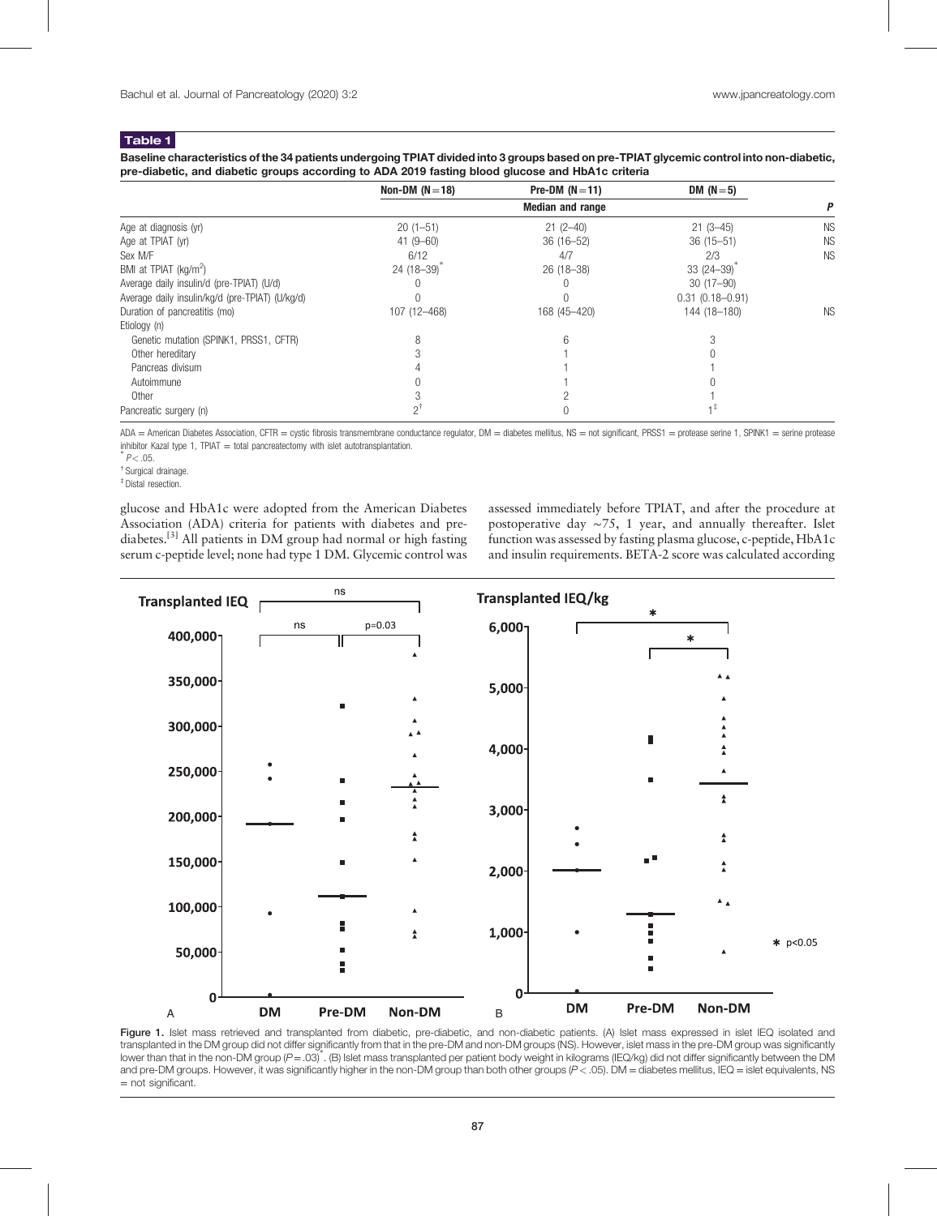**Table 1**

**Baseline characteristics of the 34 patients undergoing TPIAT divided into 3 groups based on pre-TPIAT glycemic control into non-diabetic, pre-diabetic, and diabetic groups according to ADA 2019 fasting blood glucose and HbA1c criteria**

| | Non-DM (N=18) | Pre-DM (N=11) | DM (N=5) | |
|---|---|---|---|---|
| | | Median and range | | *P* |
| Age at diagnosis (yr) | 20 (1–51) | 21 (2–40) | 21 (3–45) | NS |
| Age at TPIAT (yr) | 41 (9–60) | 36 (16–52) | 36 (15–51) | NS |
| Sex M/F | 6/12 | 4/7 | 2/3 | NS |
| BMI at TPIAT (kg/m$^2$) | 24 (18–39)* | 26 (18–38) | 33 (24–39)* | |
| Average daily insulin/d (pre-TPIAT) (U/d) | 0 | 0 | 30 (17–90) | |
| Average daily insulin/kg/d (pre-TPIAT) (U/kg/d) | 0 | 0 | 0.31 (0.18–0.91) | |
| Duration of pancreatitis (mo) | 107 (12–468) | 168 (45–420) | 144 (18–180) | NS |
| Etiology (n) | | | | |
| Genetic mutation (SPINK1, PRSS1, CFTR) | 8 | 6 | 3 | |
| Other hereditary | 3 | 1 | 0 | |
| Pancreas divisum | 4 | 1 | 1 | |
| Autoimmune | 0 | 1 | 0 | |
| Other | 3 | 2 | 1 | |
| Pancreatic surgery (n) | 2† | 0 | 1‡ | |

ADA = American Diabetes Association, CFTR = cystic fibrosis transmembrane conductance regulator, DM = diabetes mellitus, NS = not significant, PRSS1 = protease serine 1, SPINK1 = serine protease inhibitor Kazal type 1, TPIAT = total pancreatectomy with islet autotransplantation.

* $P < .05$.

† Surgical drainage.

‡ Distal resection.

glucose and HbA1c were adopted from the American Diabetes Association (ADA) criteria for patients with diabetes and pre-diabetes.[3] All patients in DM group had normal or high fasting serum c-peptide level; none had type 1 DM. Glycemic control was assessed immediately before TPIAT, and after the procedure at postoperative day ~75, 1 year, and annually thereafter. Islet function was assessed by fasting plasma glucose, c-peptide, HbA1c and insulin requirements. BETA-2 score was calculated according

Figure 1. Islet mass retrieved and transplanted from diabetic, pre-diabetic, and non-diabetic patients. (A) Islet mass expressed in islet IEQ isolated and transplanted in the DM group did not differ significantly from that in the pre-DM and non-DM groups (NS). However, islet mass in the pre-DM group was significantly lower than that in the non-DM group ($P = .03$)*. (B) Islet mass transplanted per patient body weight in kilograms (IEQ/kg) did not differ significantly between the DM and pre-DM groups. However, it was significantly higher in the non-DM group than both other groups ($P < .05$). DM = diabetes mellitus, IEQ = islet equivalents, NS = not significant.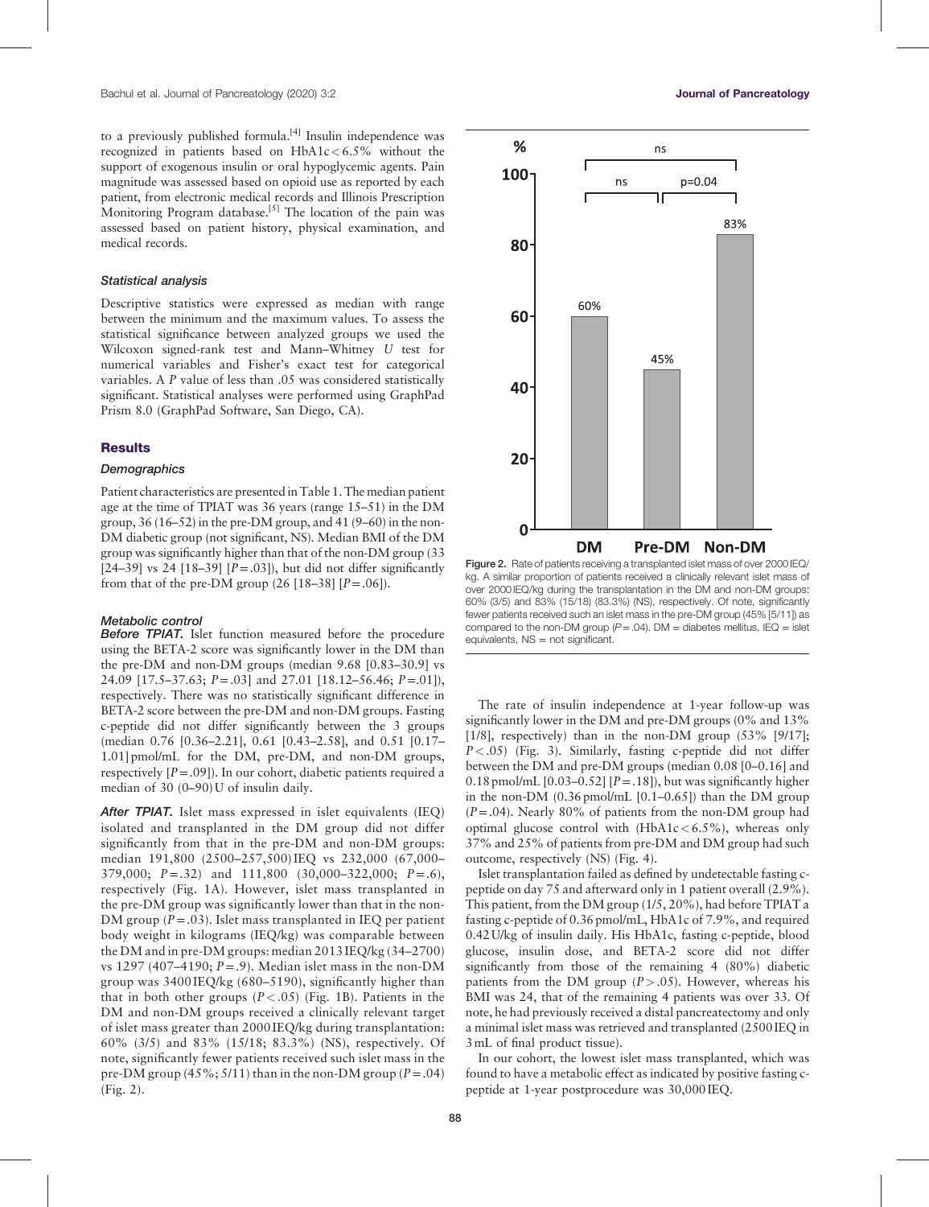to a previously published formula.[4] Insulin independence was recognized in patients based on HbA1c < 6.5% without the support of exogenous insulin or oral hypoglycemic agents. Pain magnitude was assessed based on opioid use as reported by each patient, from electronic medical records and Illinois Prescription Monitoring Program database.[5] The location of the pain was assessed based on patient history, physical examination, and medical records.

### Statistical analysis

Descriptive statistics were expressed as median with range between the minimum and the maximum values. To assess the statistical significance between analyzed groups we used the Wilcoxon signed-rank test and Mann–Whitney $U$ test for numerical variables and Fisher's exact test for categorical variables. A $P$ value of less than .05 was considered statistically significant. Statistical analyses were performed using GraphPad Prism 8.0 (GraphPad Software, San Diego, CA).

## Results

### Demographics

Patient characteristics are presented in Table 1. The median patient age at the time of TPIAT was 36 years (range 15–51) in the DM group, 36 (16–52) in the pre-DM group, and 41 (9–60) in the non-DM diabetic group (not significant, NS). Median BMI of the DM group was significantly higher than that of the non-DM group (33 [24–39] vs 24 [18–39] [$P$ = .03]), but did not differ significantly from that of the pre-DM group (26 [18–38] [$P$ = .06]).

### Metabolic control

***Before TPIAT.*** Islet function measured before the procedure using the BETA-2 score was significantly lower in the DM than the pre-DM and non-DM groups (median 9.68 [0.83–30.9] vs 24.09 [17.5–37.63; $P$ = .03] and 27.01 [18.12–56.46; $P$ = .01]), respectively. There was no statistically significant difference in BETA-2 score between the pre-DM and non-DM groups. Fasting c-peptide did not differ significantly between the 3 groups (median 0.76 [0.36–2.21], 0.61 [0.43–2.58], and 0.51 [0.17–1.01] pmol/mL for the DM, pre-DM, and non-DM groups, respectively [$P$ = .09]). In our cohort, diabetic patients required a median of 30 (0–90) U of insulin daily.

***After TPIAT.*** Islet mass expressed in islet equivalents (IEQ) isolated and transplanted in the DM group did not differ significantly from that in the pre-DM and non-DM groups: median 191,800 (2500–257,500) IEQ vs 232,000 (67,000–379,000; $P$ = .32) and 111,800 (30,000–322,000; $P$ = .6), respectively (Fig. 1A). However, islet mass transplanted in the pre-DM group was significantly lower than that in the non-DM group ($P$ = .03). Islet mass transplanted in IEQ per patient body weight in kilograms (IEQ/kg) was comparable between the DM and in pre-DM groups: median 2013 IEQ/kg (34–2700) vs 1297 (407–4190; $P$ = .9). Median islet mass in the non-DM group was 3400 IEQ/kg (680–5190), significantly higher than that in both other groups ($P$ < .05) (Fig. 1B). Patients in the DM and non-DM groups received a clinically relevant target of islet mass greater than 2000 IEQ/kg during transplantation: 60% (3/5) and 83% (15/18; 83.3%) (NS), respectively. Of note, significantly fewer patients received such islet mass in the pre-DM group (45%; 5/11) than in the non-DM group ($P$ = .04) (Fig. 2).

Figure 2. Rate of patients receiving a transplanted islet mass of over 2000 IEQ/kg. A similar proportion of patients received a clinically relevant islet mass of over 2000 IEQ/kg during the transplantation in the DM and non-DM groups: 60% (3/5) and 83% (15/18) (83.3%) (NS), respectively. Of note, significantly fewer patients received such an islet mass in the pre-DM group (45% [5/11]) as compared to the non-DM group ($P$ = .04). DM = diabetes mellitus, IEQ = islet equivalents, NS = not significant.

The rate of insulin independence at 1-year follow-up was significantly lower in the DM and pre-DM groups (0% and 13% [1/8], respectively) than in the non-DM group (53% [9/17]; $P$ < .05) (Fig. 3). Similarly, fasting c-peptide did not differ between the DM and pre-DM groups (median 0.08 [0–0.16] and 0.18 pmol/mL [0.03–0.52] [$P$ = .18]), but was significantly higher in the non-DM (0.36 pmol/mL [0.1–0.65]) than the DM group ($P$ = .04). Nearly 80% of patients from the non-DM group had optimal glucose control with (HbA1c < 6.5%), whereas only 37% and 25% of patients from pre-DM and DM group had such outcome, respectively (NS) (Fig. 4).

Islet transplantation failed as defined by undetectable fasting c-peptide on day 75 and afterward only in 1 patient overall (2.9%). This patient, from the DM group (1/5, 20%), had before TPIAT a fasting c-peptide of 0.36 pmol/mL, HbA1c of 7.9%, and required 0.42 U/kg of insulin daily. His HbA1c, fasting c-peptide, blood glucose, insulin dose, and BETA-2 score did not differ significantly from those of the remaining 4 (80%) diabetic patients from the DM group ($P$ > .05). However, whereas his BMI was 24, that of the remaining 4 patients was over 33. Of note, he had previously received a distal pancreatectomy and only a minimal islet mass was retrieved and transplanted (2500 IEQ in 3 mL of final product tissue).

In our cohort, the lowest islet mass transplanted, which was found to have a metabolic effect as indicated by positive fasting c-peptide at 1-year postprocedure was 30,000 IEQ.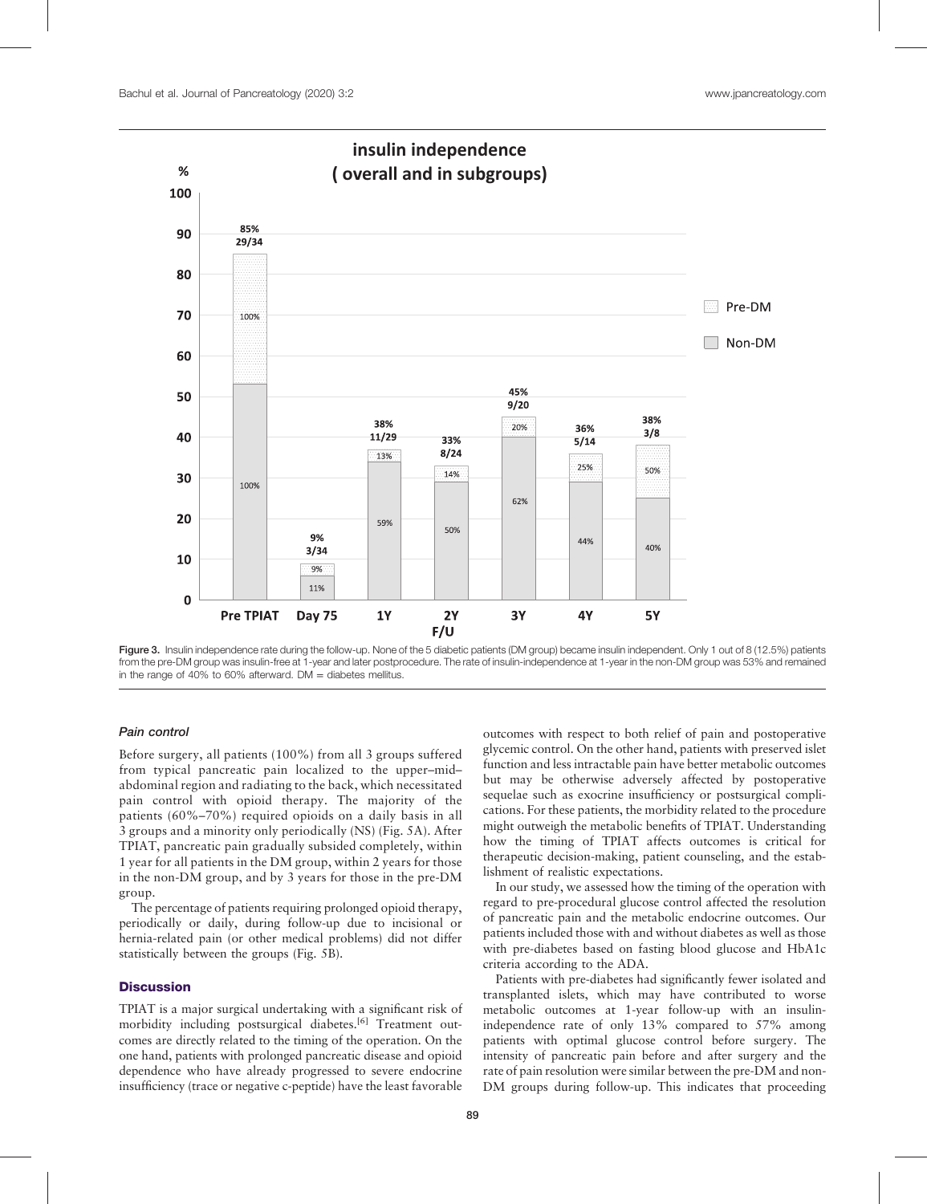Figure 3. Insulin independence rate during the follow-up. None of the 5 diabetic patients (DM group) became insulin independent. Only 1 out of 8 (12.5%) patients from the pre-DM group was insulin-free at 1-year and later postprocedure. The rate of insulin-independence at 1-year in the non-DM group was 53% and remained in the range of 40% to 60% afterward. DM = diabetes mellitus.

### Pain control

Before surgery, all patients (100%) from all 3 groups suffered from typical pancreatic pain localized to the upper–mid–abdominal region and radiating to the back, which necessitated pain control with opioid therapy. The majority of the patients (60%–70%) required opioids on a daily basis in all 3 groups and a minority only periodically (NS) (Fig. 5A). After TPIAT, pancreatic pain gradually subsided completely, within 1 year for all patients in the DM group, within 2 years for those in the non-DM group, and by 3 years for those in the pre-DM group.

The percentage of patients requiring prolonged opioid therapy, periodically or daily, during follow-up due to incisional or hernia-related pain (or other medical problems) did not differ statistically between the groups (Fig. 5B).

## Discussion

TPIAT is a major surgical undertaking with a significant risk of morbidity including postsurgical diabetes.[6] Treatment outcomes are directly related to the timing of the operation. On the one hand, patients with prolonged pancreatic disease and opioid dependence who have already progressed to severe endocrine insufficiency (trace or negative c-peptide) have the least favorable outcomes with respect to both relief of pain and postoperative glycemic control. On the other hand, patients with preserved islet function and less intractable pain have better metabolic outcomes but may be otherwise adversely affected by postoperative sequelae such as exocrine insufficiency or postsurgical complications. For these patients, the morbidity related to the procedure might outweigh the metabolic benefits of TPIAT. Understanding how the timing of TPIAT affects outcomes is critical for therapeutic decision-making, patient counseling, and the establishment of realistic expectations.

In our study, we assessed how the timing of the operation with regard to pre-procedural glucose control affected the resolution of pancreatic pain and the metabolic endocrine outcomes. Our patients included those with and without diabetes as well as those with pre-diabetes based on fasting blood glucose and HbA1c criteria according to the ADA.

Patients with pre-diabetes had significantly fewer isolated and transplanted islets, which may have contributed to worse metabolic outcomes at 1-year follow-up with an insulin-independence rate of only 13% compared to 57% among patients with optimal glucose control before surgery. The intensity of pancreatic pain before and after surgery and the rate of pain resolution were similar between the pre-DM and non-DM groups during follow-up. This indicates that proceeding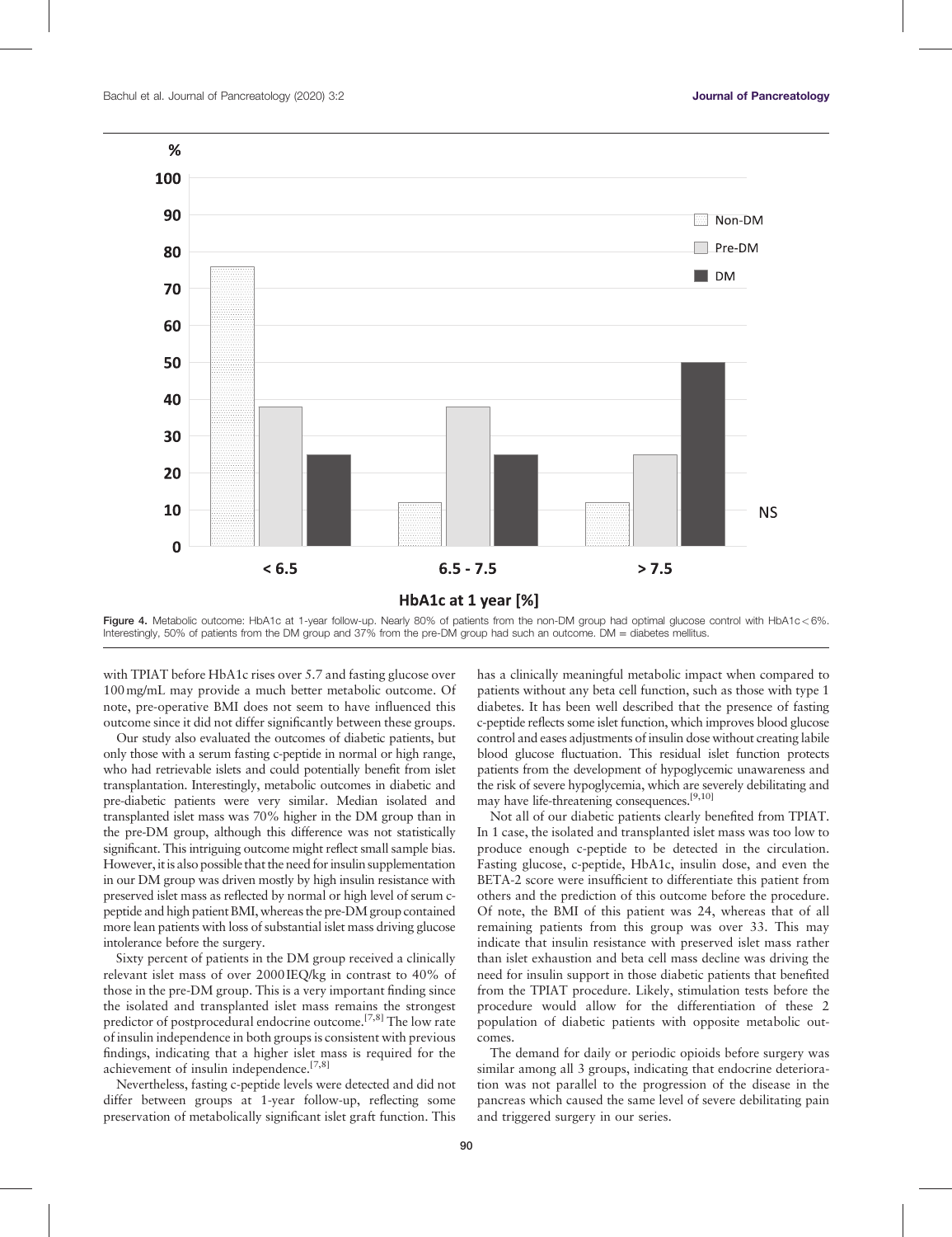Figure 4. Metabolic outcome: HbA1c at 1-year follow-up. Nearly 80% of patients from the non-DM group had optimal glucose control with HbA1c < 6%. Interestingly, 50% of patients from the DM group and 37% from the pre-DM group had such an outcome. DM = diabetes mellitus.

with TPIAT before HbA1c rises over 5.7 and fasting glucose over 100 mg/mL may provide a much better metabolic outcome. Of note, pre-operative BMI does not seem to have influenced this outcome since it did not differ significantly between these groups.

Our study also evaluated the outcomes of diabetic patients, but only those with a serum fasting c-peptide in normal or high range, who had retrievable islets and could potentially benefit from islet transplantation. Interestingly, metabolic outcomes in diabetic and pre-diabetic patients were very similar. Median isolated and transplanted islet mass was 70% higher in the DM group than in the pre-DM group, although this difference was not statistically significant. This intriguing outcome might reflect small sample bias. However, it is also possible that the need for insulin supplementation in our DM group was driven mostly by high insulin resistance with preserved islet mass as reflected by normal or high level of serum c-peptide and high patient BMI, whereas the pre-DM group contained more lean patients with loss of substantial islet mass driving glucose intolerance before the surgery.

Sixty percent of patients in the DM group received a clinically relevant islet mass of over 2000 IEQ/kg in contrast to 40% of those in the pre-DM group. This is a very important finding since the isolated and transplanted islet mass remains the strongest predictor of postprocedural endocrine outcome.[7,8] The low rate of insulin independence in both groups is consistent with previous findings, indicating that a higher islet mass is required for the achievement of insulin independence.[7,8]

Nevertheless, fasting c-peptide levels were detected and did not differ between groups at 1-year follow-up, reflecting some preservation of metabolically significant islet graft function. This has a clinically meaningful metabolic impact when compared to patients without any beta cell function, such as those with type 1 diabetes. It has been well described that the presence of fasting c-peptide reflects some islet function, which improves blood glucose control and eases adjustments of insulin dose without creating labile blood glucose fluctuation. This residual islet function protects patients from the development of hypoglycemic unawareness and the risk of severe hypoglycemia, which are severely debilitating and may have life-threatening consequences.[9,10]

Not all of our diabetic patients clearly benefited from TPIAT. In 1 case, the isolated and transplanted islet mass was too low to produce enough c-peptide to be detected in the circulation. Fasting glucose, c-peptide, HbA1c, insulin dose, and even the BETA-2 score were insufficient to differentiate this patient from others and the prediction of this outcome before the procedure. Of note, the BMI of this patient was 24, whereas that of all remaining patients from this group was over 33. This may indicate that insulin resistance with preserved islet mass rather than islet exhaustion and beta cell mass decline was driving the need for insulin support in those diabetic patients that benefited from the TPIAT procedure. Likely, stimulation tests before the procedure would allow for the differentiation of these 2 population of diabetic patients with opposite metabolic outcomes.

The demand for daily or periodic opioids before surgery was similar among all 3 groups, indicating that endocrine deterioration was not parallel to the progression of the disease in the pancreas which caused the same level of severe debilitating pain and triggered surgery in our series.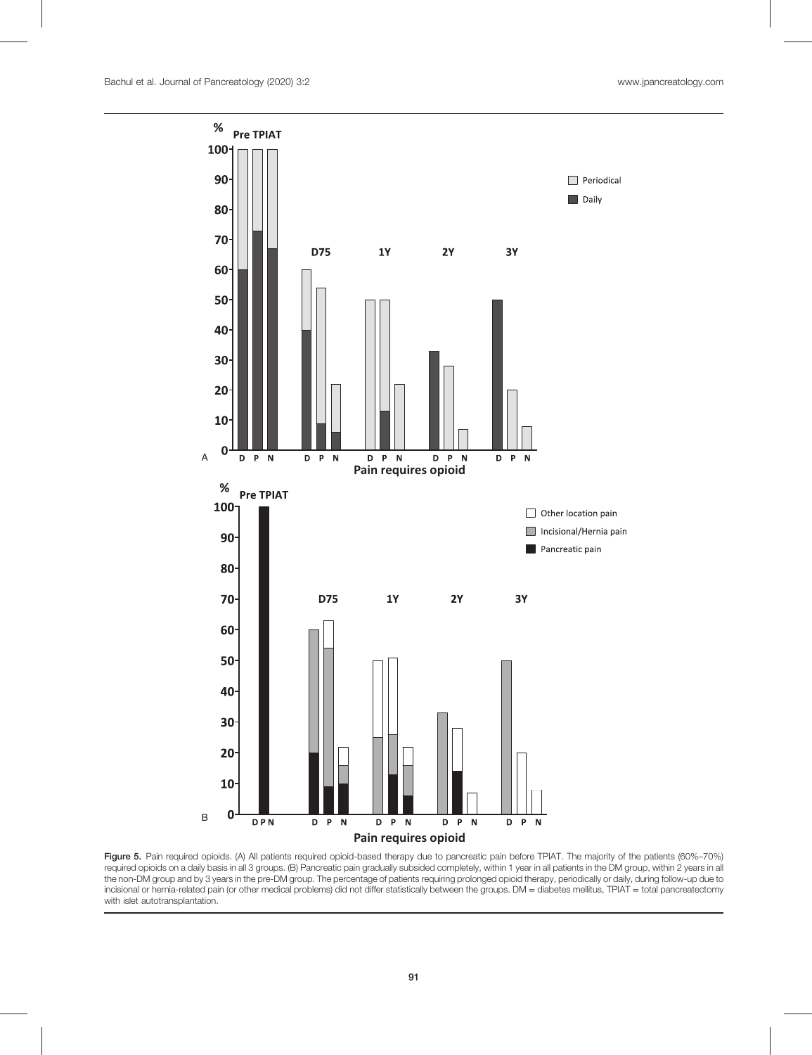Figure 5. Pain required opioids. (A) All patients required opioid-based therapy due to pancreatic pain before TPIAT. The majority of the patients (60%–70%) required opioids on a daily basis in all 3 groups. (B) Pancreatic pain gradually subsided completely, within 1 year in all patients in the DM group, within 2 years in all the non-DM group and by 3 years in the pre-DM group. The percentage of patients requiring prolonged opioid therapy, periodically or daily, during follow-up due to incisional or hernia-related pain (or other medical problems) did not differ statistically between the groups. DM = diabetes mellitus, TPIAT = total pancreatectomy with islet autotransplantation.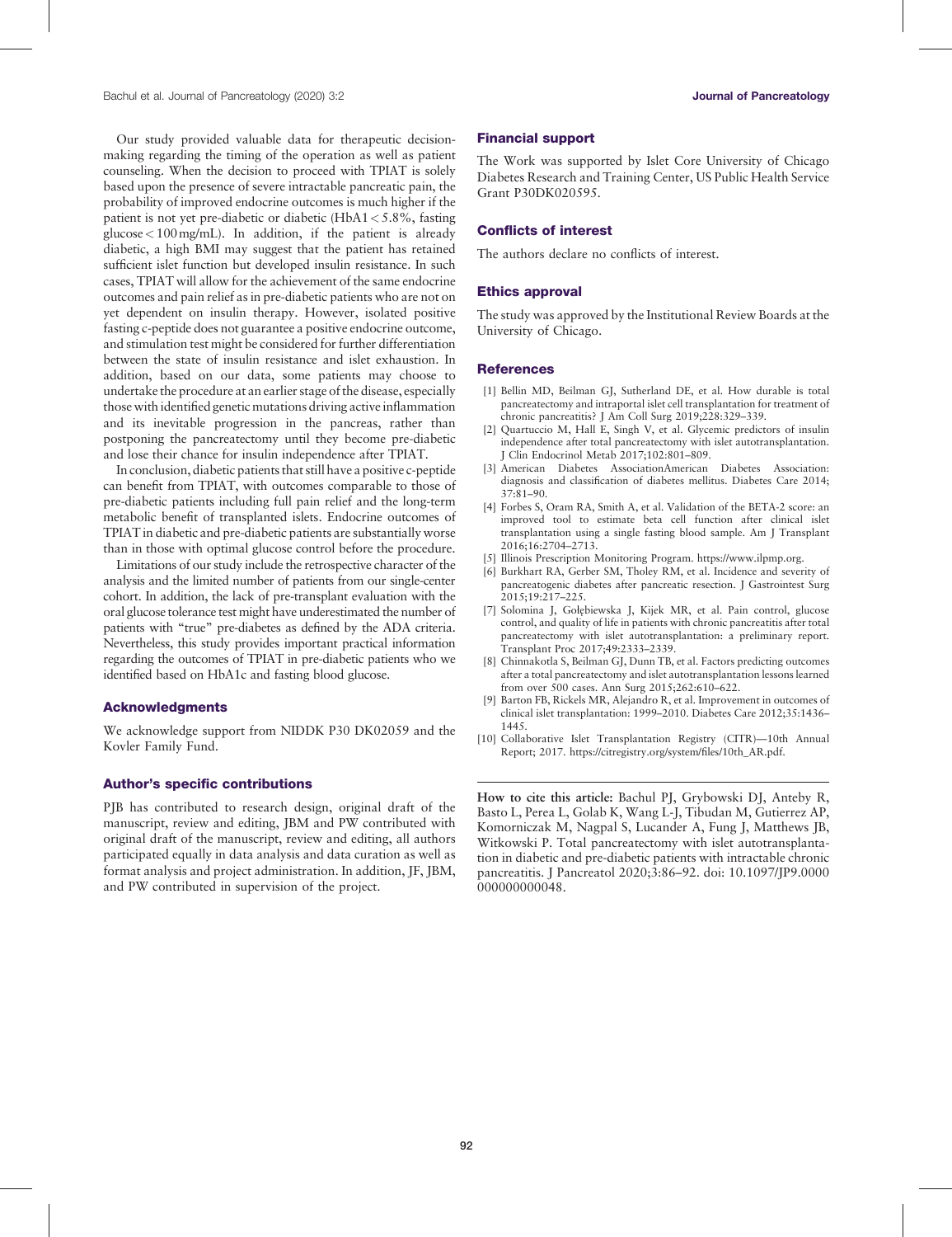Our study provided valuable data for therapeutic decision-making regarding the timing of the operation as well as patient counseling. When the decision to proceed with TPIAT is solely based upon the presence of severe intractable pancreatic pain, the probability of improved endocrine outcomes is much higher if the patient is not yet pre-diabetic or diabetic (HbA1 < 5.8%, fasting glucose < 100 mg/mL). In addition, if the patient is already diabetic, a high BMI may suggest that the patient has retained sufficient islet function but developed insulin resistance. In such cases, TPIAT will allow for the achievement of the same endocrine outcomes and pain relief as in pre-diabetic patients who are not on yet dependent on insulin therapy. However, isolated positive fasting c-peptide does not guarantee a positive endocrine outcome, and stimulation test might be considered for further differentiation between the state of insulin resistance and islet exhaustion. In addition, based on our data, some patients may choose to undertake the procedure at an earlier stage of the disease, especially those with identified genetic mutations driving active inflammation and its inevitable progression in the pancreas, rather than postponing the pancreatectomy until they become pre-diabetic and lose their chance for insulin independence after TPIAT.

In conclusion, diabetic patients that still have a positive c-peptide can benefit from TPIAT, with outcomes comparable to those of pre-diabetic patients including full pain relief and the long-term metabolic benefit of transplanted islets. Endocrine outcomes of TPIAT in diabetic and pre-diabetic patients are substantially worse than in those with optimal glucose control before the procedure.

Limitations of our study include the retrospective character of the analysis and the limited number of patients from our single-center cohort. In addition, the lack of pre-transplant evaluation with the oral glucose tolerance test might have underestimated the number of patients with "true" pre-diabetes as defined by the ADA criteria. Nevertheless, this study provides important practical information regarding the outcomes of TPIAT in pre-diabetic patients who we identified based on HbA1c and fasting blood glucose.

## Acknowledgments

We acknowledge support from NIDDK P30 DK02059 and the Kovler Family Fund.

## Author's specific contributions

PJB has contributed to research design, original draft of the manuscript, review and editing, JBM and PW contributed with original draft of the manuscript, review and editing, all authors participated equally in data analysis and data curation as well as format analysis and project administration. In addition, JF, JBM, and PW contributed in supervision of the project.

## Financial support

The Work was supported by Islet Core University of Chicago Diabetes Research and Training Center, US Public Health Service Grant P30DK020595.

## Conflicts of interest

The authors declare no conflicts of interest.

## Ethics approval

The study was approved by the Institutional Review Boards at the University of Chicago.

## References

[1] Bellin MD, Beilman GJ, Sutherland DE, et al. How durable is total pancreatectomy and intraportal islet cell transplantation for treatment of chronic pancreatitis? J Am Coll Surg 2019;228:329–339.

[2] Quartuccio M, Hall E, Singh V, et al. Glycemic predictors of insulin independence after total pancreatectomy with islet autotransplantation. J Clin Endocrinol Metab 2017;102:801–809.

[3] American Diabetes AssociationAmerican Diabetes Association: diagnosis and classification of diabetes mellitus. Diabetes Care 2014; 37:81–90.

[4] Forbes S, Oram RA, Smith A, et al. Validation of the BETA-2 score: an improved tool to estimate beta cell function after clinical islet transplantation using a single fasting blood sample. Am J Transplant 2016;16:2704–2713.

[5] Illinois Prescription Monitoring Program. https://www.ilpmp.org.

[6] Burkhart RA, Gerber SM, Tholey RM, et al. Incidence and severity of pancreatogenic diabetes after pancreatic resection. J Gastrointest Surg 2015;19:217–225.

[7] Solomina J, Gołębiewska J, Kijek MR, et al. Pain control, glucose control, and quality of life in patients with chronic pancreatitis after total pancreatectomy with islet autotransplantation: a preliminary report. Transplant Proc 2017;49:2333–2339.

[8] Chinnakotla S, Beilman GJ, Dunn TB, et al. Factors predicting outcomes after a total pancreatectomy and islet autotransplantation lessons learned from over 500 cases. Ann Surg 2015;262:610–622.

[9] Barton FB, Rickels MR, Alejandro R, et al. Improvement in outcomes of clinical islet transplantation: 1999–2010. Diabetes Care 2012;35:1436–1445.

[10] Collaborative Islet Transplantation Registry (CITR)—10th Annual Report; 2017. https://citregistry.org/system/files/10th_AR.pdf.

**How to cite this article:** Bachul PJ, Grybowski DJ, Anteby R, Basto L, Perea L, Golab K, Wang L-J, Tibudan M, Gutierrez AP, Komorniczak M, Nagpal S, Lucander A, Fung J, Matthews JB, Witkowski P. Total pancreatectomy with islet autotransplantation in diabetic and pre-diabetic patients with intractable chronic pancreatitis. J Pancreatol 2020;3:86–92. doi: 10.1097/JP9.0000000000000048.